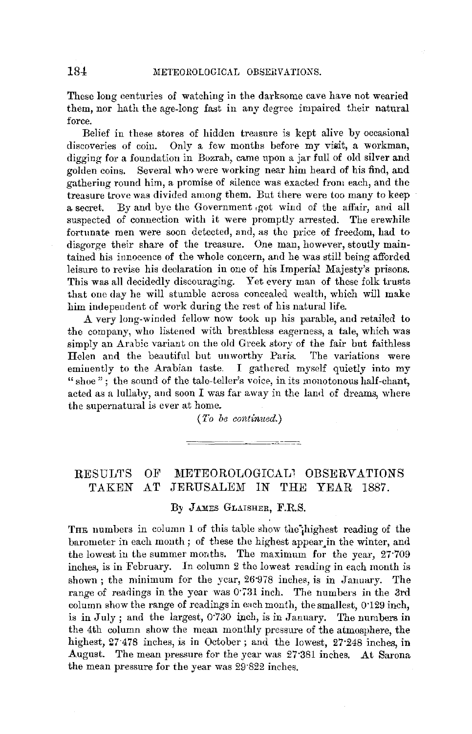These long centuries of watching in the darksome cave have not wearied them, nor hath the age-long fast in any degree impaired their natural force.

Belief in these stores of hidden treasure is kept alive by occasional discoveries of coin. Only a few months before my visit, a workman, digging for a foundation in Bozrah, came upon a jar full of old silver and golden coins. Several who were working near him heard of his find, and gathering round him, a promise of silence was exacted from each, and the treasure trove was divided among them. But there were too many to keep a secret. By and bye the Government got wind of the affair, and all suspected of connection with it were promptly arrested. The erewhile fortunate men were soon detected, and, as the price of freedom, had to disgorge their share of the treasure. One man, however, stoutly maintained his innocence of the whole concern, and he was still being afforded leisure to revise his declaration in one of his Imperial Majesty's prisons. This was all decidedly discouraging. Yet every man of these folk trusts that one day he will stumble across concealed wealth, which will make him independent of work during the rest of his natural life.

A very long-winded fellow now took up his parable, and retailed to the company, who listened with breathless eagerness, a tale, which was simply an Arabic variant on the old Greek story of the fair but faithless Helen and the beautiful but unworthy Paris. The variations were eminently to the Arabian taste. I gathered myself quietly into my "shoe"; the sound of the tale-teller's voice, in its monotonous half-chant, acted as a lullaby, and soon I was far away in the land of dreams, where the supernatural is ever at home.

*(To be continued.)*

---

## RESULTS OF METEOROLOGICAL OBSERVATIONS TAKEN AT JERUSALEM IN THE YEAR 1887.

By James Glaisher, F.R.S.

The numbers in column 1 of this table show the highest reading of the barometer in each month; of these the highest appear in the winter, and the lowest in the summer months. The maximum for the year, 27·709 inches, is in February. In column 2 the lowest reading in each month is shown; the minimum for the year, 26·978 inches, is in January. The range of readings in the year was 0·731 inch. The numbers in the 3rd column show the range of readings in each month, the smallest, 0·129 inch, is in July; and the largest, 0·730 inch, is in January. The numbers in the 4th column show the mean monthly pressure of the atmosphere, the highest, 27·478 inches, is in October; and the lowest, 27·248 inches, in August. The mean pressure for the year was 27·381 inches. At Sarona the mean pressure for the year was 29·822 inches.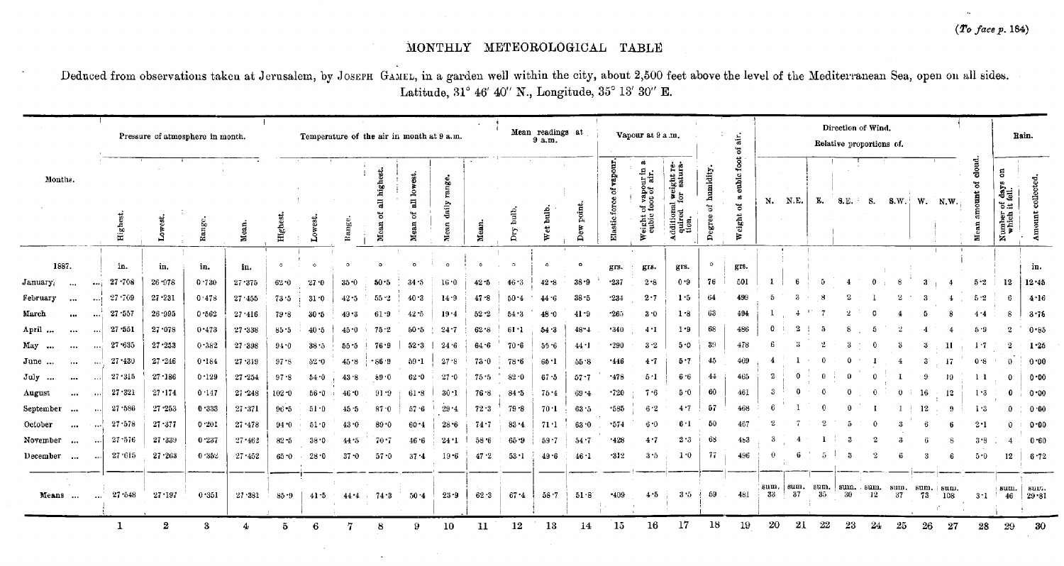(*To face p.* 184)

# MONTHLY METEOROLOGICAL TABLE

Deduced from observations taken at Jerusalem, by JOSEPH GAMEL, in a garden well within the city, about 2,500 feet above the level of the Mediterranean Sea, open on all sides. Latitude, 31° 46′ 40″ N., Longitude, 35° 13′ 30″ E.

| Months. | Pressure of atmosphere in month. | | | | Temperature of the air in month at 9 a.m. | | | | | | | Mean readings at 9 a.m. | | | Vapour at 9 a.m. | | | | | Direction of Wind. Relative proportions of. | | | | | | | | | Rain. | |
|---|---|---|---|---|---|---|---|---|---|---|---|---|---|---|---|---|---|---|---|---|---|---|---|---|---|---|---|---|---|---|
| | Highest. | Lowest. | Range. | Mean. | Highest. | Lowest. | Range. | Mean of all highest. | Mean of all lowest. | Mean daily range. | Mean. | Dry bulb. | Wet bulb. | Dew point. | Elastic force of vapour. | Weight of vapour in a cubic foot of air. | Additional weight required for saturation. | Degree of humidity. | Weight of a cubic foot of air. | N. | N.E. | E. | S.E. | S. | S.W. | W. | N.W. | Mean amount of cloud. | Number of days on which it fell. | Amount collected. |
| 1887. | in. | in. | in. | in. | ° | ° | ° | ° | ° | ° | ° | ° | ° | ° | grs. | grs. | grs. | ° | grs. | | | | | | | | | | | in. |
| January | 27·708 | 26·978 | 0·730 | 27·375 | 62·0 | 27·0 | 35·0 | 50·5 | 34·5 | 16·0 | 42·5 | 46·3 | 42·8 | 38·9 | ·237 | 2·8 | 0·9 | 76 | 501 | 1 | 6 | 5 | 4 | 0 | 8 | 3 | 4 | 5·2 | 12 | 12·45 |
| February | 27·709 | 27·231 | 0·478 | 27·455 | 73·5 | 31·0 | 42·5 | 55·2 | 40·3 | 14·9 | 47·8 | 50·4 | 44·6 | 38·5 | ·234 | 2·7 | 1·5 | 64 | 499 | 5 | 3 | 8 | 2 | 1 | 2 | 3 | 4 | 5·2 | 6 | 4·16 |
| March | 27·557 | 26·995 | 0·562 | 27·416 | 79·8 | 30·5 | 49·3 | 61·9 | 42·5 | 19·4 | 52·2 | 54·3 | 48·0 | 41·9 | ·265 | 3·0 | 1·8 | 63 | 494 | 1 | 4 | 7 | 2 | 0 | 4 | 5 | 8 | 4·4 | 8 | 3·76 |
| April | 27·551 | 27·078 | 0·473 | 27·338 | 85·5 | 40·5 | 45·0 | 75·2 | 50·5 | 24·7 | 62·8 | 61·1 | 54·3 | 48·4 | ·340 | 4·1 | 1·9 | 68 | 486 | 0 | 2 | 5 | 8 | 5 | 2 | 4 | 4 | 5·9 | 2 | 0·55 |
| May | 27·635 | 27·253 | 0·382 | 27·398 | 94·0 | 38·5 | 55·5 | 76·9 | 52·3 | 24·6 | 64·6 | 70·6 | 55·6 | 44·1 | ·290 | 3·2 | 5·0 | 39 | 478 | 6 | 3 | 2 | 3 | 0 | 3 | 3 | 11 | 1·7 | 2 | 1·25 |
| June | 27·430 | 27·246 | 0·184 | 27·319 | 97·8 | 52·0 | 45·8 | 86·9 | 59·1 | 27·8 | 73·0 | 78·6 | 66·1 | 55·8 | ·446 | 4·7 | 5·7 | 45 | 469 | 4 | 1 | 0 | 0 | 1 | 4 | 3 | 17 | 0·8 | 0 | 0·00 |
| July | 27·315 | 27·186 | 0·129 | 27·254 | 97·8 | 54·0 | 43·8 | 89·0 | 62·0 | 27·0 | 75·5 | 82·0 | 67·5 | 57·7 | ·478 | 5·1 | 6·6 | 44 | 465 | 2 | 0 | 0 | 0 | 0 | 1 | 9 | 19 | 1·1 | 0 | 0·00 |
| August | 27·321 | 27·174 | 0·147 | 27·248 | 102·0 | 56·0 | 46·0 | 91·9 | 61·8 | 30·1 | 76·8 | 84·5 | 75·4 | 69·4 | ·720 | 7·6 | 5·0 | 60 | 461 | 3 | 0 | 0 | 0 | 0 | 0 | 16 | 12 | 1·3 | 0 | 0·00 |
| September | 27·586 | 27·253 | 0·333 | 27·371 | 96·5 | 51·0 | 45·5 | 87·0 | 57·6 | 29·4 | 72·3 | 79·8 | 70·1 | 63·5 | ·585 | 6·2 | 4·7 | 57 | 468 | 6 | 1 | 0 | 0 | 1 | 1 | 12 | 9 | 1·3 | 0 | 0·00 |
| October | 27·578 | 27·377 | 0·201 | 27·478 | 94·0 | 51·0 | 43·0 | 89·0 | 60·4 | 28·6 | 74·7 | 83·4 | 71·1 | 63·0 | ·574 | 6·0 | 6·1 | 50 | 467 | 2 | 7 | 2 | 5 | 0 | 3 | 6 | 6 | 2·1 | 0 | 0·00 |
| November | 27·576 | 27·339 | 0·237 | 27·462 | 82·5 | 38·0 | 44·5 | 70·7 | 46·6 | 24·1 | 58·6 | 65·9 | 59·7 | 54·7 | ·428 | 4·7 | 2·3 | 68 | 483 | 3 | 4 | 1 | 3 | 2 | 3 | 6 | 8 | 3·8 | 4 | 0·60 |
| December | 27·615 | 27·263 | 0·352 | 27·452 | 65·0 | 28·0 | 37·0 | 57·0 | 37·4 | 19·6 | 47·2 | 53·1 | 49·6 | 46·1 | ·312 | 3·5 | 1·0 | 77 | 496 | 0 | 6 | 5 | 3 | 2 | 6 | 3 | 6 | 5·0 | 12 | 6·72 |
| Means | 27·548 | 27·197 | 0·351 | 27·381 | 85·9 | 41·5 | 44·4 | 74·3 | 50·4 | 23·9 | 62·3 | 67·4 | 58·7 | 51·8 | ·409 | 4·5 | 3·5 | 59 | 481 | sum. 33 | sum. 37 | sum. 35 | sum. 30 | sum. 12 | sum. 37 | sum. 73 | sum. 108 | 3·1 | sum. 46 | sum. 29·81 |
| | 1 | 2 | 3 | 4 | 5 | 6 | 7 | 8 | 9 | 10 | 11 | 12 | 13 | 14 | 15 | 16 | 17 | 18 | 19 | 20 | 21 | 22 | 23 | 24 | 25 | 26 | 27 | 28 | 29 | 30 |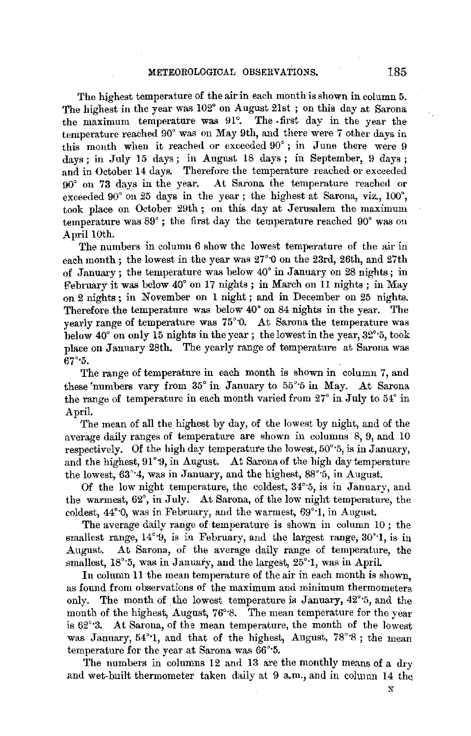The highest temperature of the air in each month is shown in column 5. The highest in the year was 102° on August 21st ; on this day at Sarona the maximum temperature was 91°. The first day in the year the temperature reached 90° was on May 9th, and there were 7 other days in this month when it reached or exceeded 90° ; in June there were 9 days ; in July 15 days ; in August 18 days ; in September, 9 days ; and in October 14 days. Therefore the temperature reached or exceeded 90° on 73 days in the year. At Sarona the temperature reached or exceeded 90° on 25 days in the year ; the highest at Sarona, viz., 100°, took place on October 29th ; on this day at Jerusalem the maximum temperature was 89° ; the first day the temperature reached 90° was on April 10th.

The numbers in column 6 show the lowest temperature of the air in each month ; the lowest in the year was 27°·0 on the 23rd, 26th, and 27th of January ; the temperature was below 40° in January on 28 nights ; in February it was below 40° on 17 nights ; in March on 11 nights ; in May on 2 nights ; in November on 1 night ; and in December on 25 nights. Therefore the temperature was below 40° on 84 nights in the year. The yearly range of temperature was 75°·0. At Sarona the temperature was below 40° on only 15 nights in the year ; the lowest in the year, 32°·5, took place on January 28th. The yearly range of temperature at Sarona was 67°·5.

The range of temperature in each month is shown in column 7, and these numbers vary from 35° in January to 55°·5 in May. At Sarona the range of temperature in each month varied from 27° in July to 54° in April.

The mean of all the highest by day, of the lowest by night, and of the average daily ranges of temperature are shown in columns 8, 9, and 10 respectively. Of the high day temperature the lowest, 50°·5, is in January, and the highest, 91°·9, in August. At Sarona of the high day temperature the lowest, 63°·4, was in January, and the highest, 88°·5, in August.

Of the low night temperature, the coldest, 34°·5, is in January, and the warmest, 62°, in July. At Sarona, of the low night temperature, the coldest, 44°·0, was in February, and the warmest, 69°·1, in August.

The average daily range of temperature is shown in column 10 ; the smallest range, 14°·9, is in February, and the largest range, 30°·1, is in August. At Sarona, of the average daily range of temperature, the smallest, 18°·5, was in January, and the largest, 25°·1, was in April.

In column 11 the mean temperature of the air in each month is shown, as found from observations of the maximum and minimum thermometers only. The month of the lowest temperature is January, 42°·5, and the month of the highest, August, 76°·8. The mean temperature for the year is 62°·3. At Sarona, of the mean temperature, the month of the lowest was January, 54°·1, and that of the highest, August, 78°·8 ; the mean temperature for the year at Sarona was 66°·5.

The numbers in columns 12 and 13 are the monthly means of a dry and wet-built thermometer taken daily at 9 a.m., and in column 14 the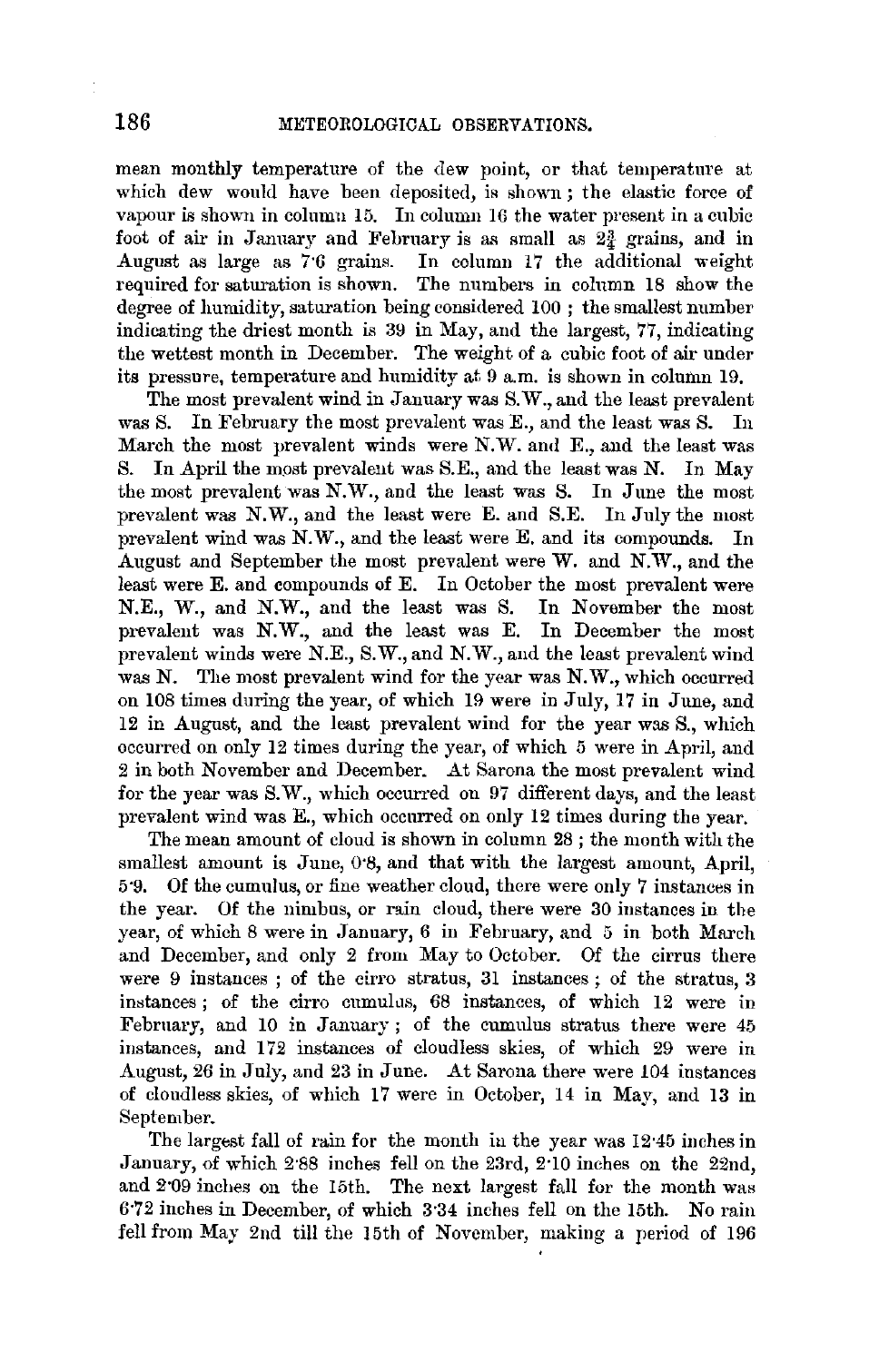mean monthly temperature of the dew point, or that temperature at which dew would have been deposited, is shown; the elastic force of vapour is shown in column 15. In column 16 the water present in a cubic foot of air in January and February is as small as $2\frac{3}{4}$ grains, and in August as large as 7·6 grains. In column 17 the additional weight required for saturation is shown. The numbers in column 18 show the degree of humidity, saturation being considered 100; the smallest number indicating the driest month is 39 in May, and the largest, 77, indicating the wettest month in December. The weight of a cubic foot of air under its pressure, temperature and humidity at 9 a.m. is shown in column 19.

The most prevalent wind in January was S.W., and the least prevalent was S. In February the most prevalent was E., and the least was S. In March the most prevalent winds were N.W. and E., and the least was S. In April the most prevalent was S.E., and the least was N. In May the most prevalent was N.W., and the least was S. In June the most prevalent was N.W., and the least were E. and S.E. In July the most prevalent wind was N.W., and the least were E. and its compounds. In August and September the most prevalent were W. and N.W., and the least were E. and compounds of E. In October the most prevalent were N.E., W., and N.W., and the least was S. In November the most prevalent was N.W., and the least was E. In December the most prevalent winds were N.E., S.W., and N.W., and the least prevalent wind was N. The most prevalent wind for the year was N.W., which occurred on 108 times during the year, of which 19 were in July, 17 in June, and 12 in August, and the least prevalent wind for the year was S., which occurred on only 12 times during the year, of which 5 were in April, and 2 in both November and December. At Sarona the most prevalent wind for the year was S.W., which occurred on 97 different days, and the least prevalent wind was E., which occurred on only 12 times during the year.

The mean amount of cloud is shown in column 28; the month with the smallest amount is June, 0·8, and that with the largest amount, April, 5·9. Of the cumulus, or fine weather cloud, there were only 7 instances in the year. Of the nimbus, or rain cloud, there were 30 instances in the year, of which 8 were in January, 6 in February, and 5 in both March and December, and only 2 from May to October. Of the cirrus there were 9 instances; of the cirro stratus, 31 instances; of the stratus, 3 instances; of the cirro cumulus, 68 instances, of which 12 were in February, and 10 in January; of the cumulus stratus there were 45 instances, and 172 instances of cloudless skies, of which 29 were in August, 26 in July, and 23 in June. At Sarona there were 104 instances of cloudless skies, of which 17 were in October, 14 in May, and 13 in September.

The largest fall of rain for the month in the year was 12·45 inches in January, of which 2·88 inches fell on the 23rd, 2·10 inches on the 22nd, and 2·09 inches on the 15th. The next largest fall for the month was 6·72 inches in December, of which 3·34 inches fell on the 15th. No rain fell from May 2nd till the 15th of November, making a period of 196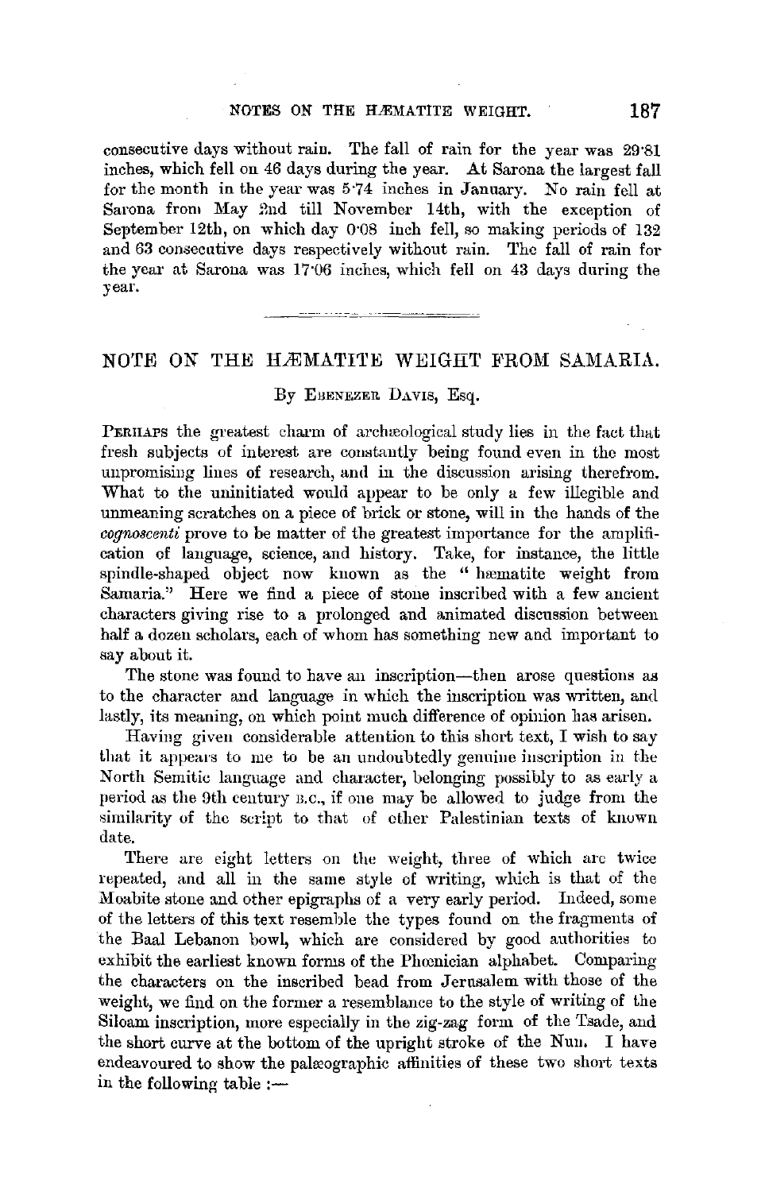consecutive days without rain. The fall of rain for the year was 29·81 inches, which fell on 46 days during the year. At Sarona the largest fall for the month in the year was 5·74 inches in January. No rain fell at Sarona from May 2nd till November 14th, with the exception of September 12th, on which day 0·08 inch fell, so making periods of 132 and 63 consecutive days respectively without rain. The fall of rain for the year at Sarona was 17·06 inches, which fell on 43 days during the year.

---

## NOTE ON THE HÆMATITE WEIGHT FROM SAMARIA.

By Ebenezer Davis, Esq.

Perhaps the greatest charm of archæological study lies in the fact that fresh subjects of interest are constantly being found even in the most unpromising lines of research, and in the discussion arising therefrom. What to the uninitiated would appear to be only a few illegible and unmeaning scratches on a piece of brick or stone, will in the hands of the *cognoscenti* prove to be matter of the greatest importance for the amplification of language, science, and history. Take, for instance, the little spindle-shaped object now known as the "hæmatite weight from Samaria." Here we find a piece of stone inscribed with a few ancient characters giving rise to a prolonged and animated discussion between half a dozen scholars, each of whom has something new and important to say about it.

The stone was found to have an inscription—then arose questions as to the character and language in which the inscription was written, and lastly, its meaning, on which point much difference of opinion has arisen.

Having given considerable attention to this short text, I wish to say that it appears to me to be an undoubtedly genuine inscription in the North Semitic language and character, belonging possibly to as early a period as the 9th century B.C., if one may be allowed to judge from the similarity of the script to that of other Palestinian texts of known date.

There are eight letters on the weight, three of which are twice repeated, and all in the same style of writing, which is that of the Moabite stone and other epigraphs of a very early period. Indeed, some of the letters of this text resemble the types found on the fragments of the Baal Lebanon bowl, which are considered by good authorities to exhibit the earliest known forms of the Phœnician alphabet. Comparing the characters on the inscribed bead from Jerusalem with those of the weight, we find on the former a resemblance to the style of writing of the Siloam inscription, more especially in the zig-zag form of the Tsade, and the short curve at the bottom of the upright stroke of the Nun. I have endeavoured to show the palæographic affinities of these two short texts in the following table :—